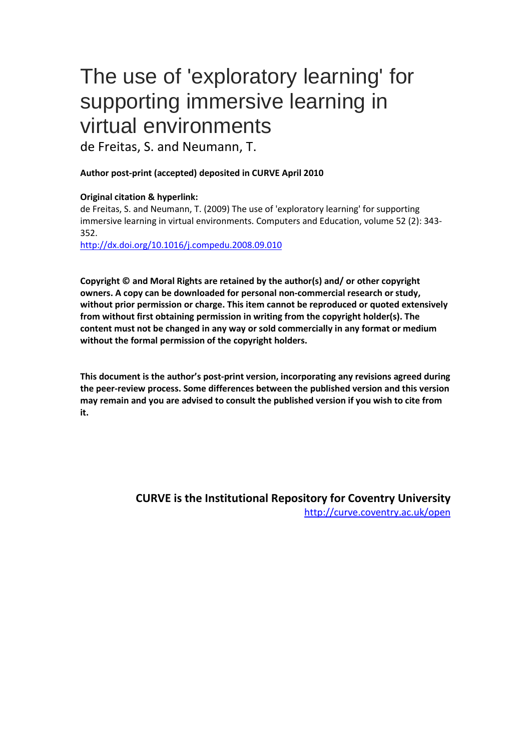# The use of 'exploratory learning' for supporting immersive learning in virtual environments

de Freitas, S. and Neumann, T.

**Author post-print (accepted) deposited in CURVE April 2010**

**Original citation & hyperlink:**

de Freitas, S. and Neumann, T. (2009) The use of 'exploratory learning' for supporting immersive learning in virtual environments. Computers and Education, volume 52 (2): 343-352.

http://dx.doi.org/10.1016/j.compedu.2008.09.010

**Copyright © and Moral Rights are retained by the author(s) and/ or other copyright owners. A copy can be downloaded for personal non-commercial research or study, without prior permission or charge. This item cannot be reproduced or quoted extensively from without first obtaining permission in writing from the copyright holder(s). The content must not be changed in any way or sold commercially in any format or medium without the formal permission of the copyright holders.**

**This document is the author's post-print version, incorporating any revisions agreed during the peer-review process. Some differences between the published version and this version may remain and you are advised to consult the published version if you wish to cite from it.**

**CURVE is the Institutional Repository for Coventry University**

http://curve.coventry.ac.uk/open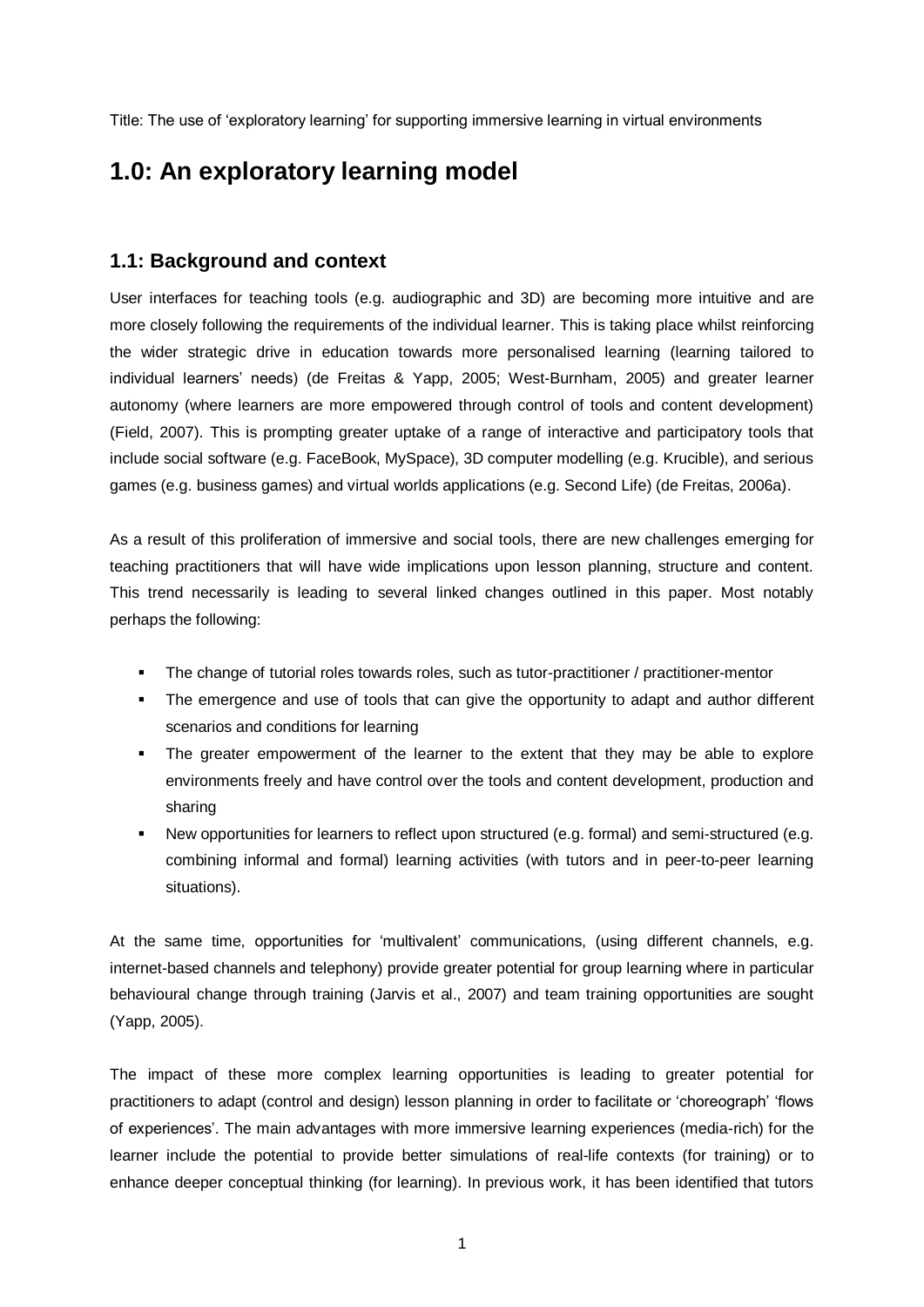Title: The use of 'exploratory learning' for supporting immersive learning in virtual environments

# 1.0: An exploratory learning model

## 1.1: Background and context

User interfaces for teaching tools (e.g. audiographic and 3D) are becoming more intuitive and are more closely following the requirements of the individual learner. This is taking place whilst reinforcing the wider strategic drive in education towards more personalised learning (learning tailored to individual learners' needs) (de Freitas & Yapp, 2005; West-Burnham, 2005) and greater learner autonomy (where learners are more empowered through control of tools and content development) (Field, 2007). This is prompting greater uptake of a range of interactive and participatory tools that include social software (e.g. FaceBook, MySpace), 3D computer modelling (e.g. Krucible), and serious games (e.g. business games) and virtual worlds applications (e.g. Second Life) (de Freitas, 2006a).

As a result of this proliferation of immersive and social tools, there are new challenges emerging for teaching practitioners that will have wide implications upon lesson planning, structure and content. This trend necessarily is leading to several linked changes outlined in this paper. Most notably perhaps the following:

- The change of tutorial roles towards roles, such as tutor-practitioner / practitioner-mentor
- The emergence and use of tools that can give the opportunity to adapt and author different scenarios and conditions for learning
- The greater empowerment of the learner to the extent that they may be able to explore environments freely and have control over the tools and content development, production and sharing
- New opportunities for learners to reflect upon structured (e.g. formal) and semi-structured (e.g. combining informal and formal) learning activities (with tutors and in peer-to-peer learning situations).

At the same time, opportunities for 'multivalent' communications, (using different channels, e.g. internet-based channels and telephony) provide greater potential for group learning where in particular behavioural change through training (Jarvis et al., 2007) and team training opportunities are sought (Yapp, 2005).

The impact of these more complex learning opportunities is leading to greater potential for practitioners to adapt (control and design) lesson planning in order to facilitate or 'choreograph' 'flows of experiences'. The main advantages with more immersive learning experiences (media-rich) for the learner include the potential to provide better simulations of real-life contexts (for training) or to enhance deeper conceptual thinking (for learning). In previous work, it has been identified that tutors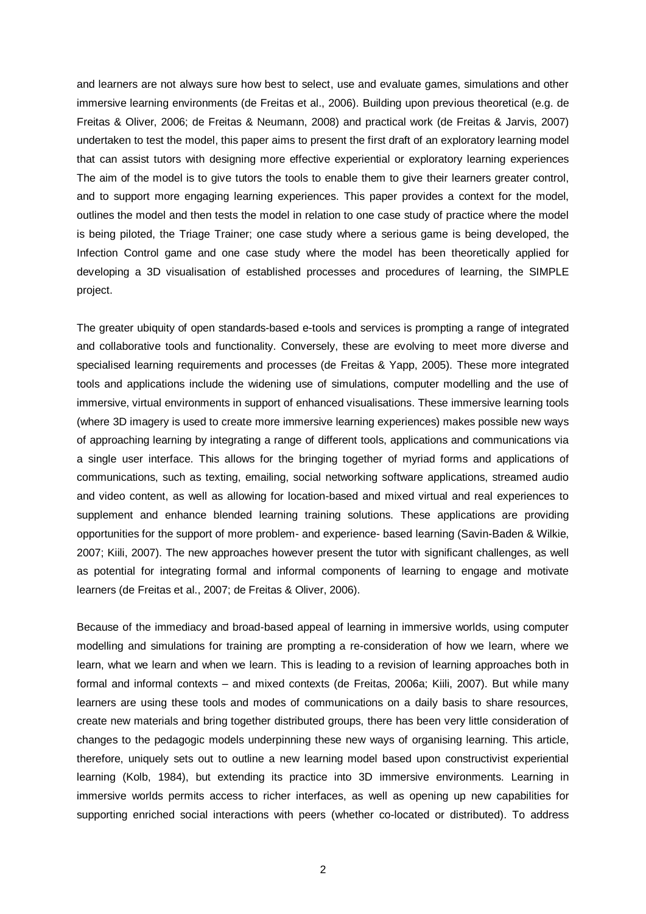and learners are not always sure how best to select, use and evaluate games, simulations and other immersive learning environments (de Freitas et al., 2006). Building upon previous theoretical (e.g. de Freitas & Oliver, 2006; de Freitas & Neumann, 2008) and practical work (de Freitas & Jarvis, 2007) undertaken to test the model, this paper aims to present the first draft of an exploratory learning model that can assist tutors with designing more effective experiential or exploratory learning experiences The aim of the model is to give tutors the tools to enable them to give their learners greater control, and to support more engaging learning experiences. This paper provides a context for the model, outlines the model and then tests the model in relation to one case study of practice where the model is being piloted, the Triage Trainer; one case study where a serious game is being developed, the Infection Control game and one case study where the model has been theoretically applied for developing a 3D visualisation of established processes and procedures of learning, the SIMPLE project.

The greater ubiquity of open standards-based e-tools and services is prompting a range of integrated and collaborative tools and functionality. Conversely, these are evolving to meet more diverse and specialised learning requirements and processes (de Freitas & Yapp, 2005). These more integrated tools and applications include the widening use of simulations, computer modelling and the use of immersive, virtual environments in support of enhanced visualisations. These immersive learning tools (where 3D imagery is used to create more immersive learning experiences) makes possible new ways of approaching learning by integrating a range of different tools, applications and communications via a single user interface. This allows for the bringing together of myriad forms and applications of communications, such as texting, emailing, social networking software applications, streamed audio and video content, as well as allowing for location-based and mixed virtual and real experiences to supplement and enhance blended learning training solutions. These applications are providing opportunities for the support of more problem- and experience- based learning (Savin-Baden & Wilkie, 2007; Kiili, 2007). The new approaches however present the tutor with significant challenges, as well as potential for integrating formal and informal components of learning to engage and motivate learners (de Freitas et al., 2007; de Freitas & Oliver, 2006).

Because of the immediacy and broad-based appeal of learning in immersive worlds, using computer modelling and simulations for training are prompting a re-consideration of how we learn, where we learn, what we learn and when we learn. This is leading to a revision of learning approaches both in formal and informal contexts – and mixed contexts (de Freitas, 2006a; Kiili, 2007). But while many learners are using these tools and modes of communications on a daily basis to share resources, create new materials and bring together distributed groups, there has been very little consideration of changes to the pedagogic models underpinning these new ways of organising learning. This article, therefore, uniquely sets out to outline a new learning model based upon constructivist experiential learning (Kolb, 1984), but extending its practice into 3D immersive environments. Learning in immersive worlds permits access to richer interfaces, as well as opening up new capabilities for supporting enriched social interactions with peers (whether co-located or distributed). To address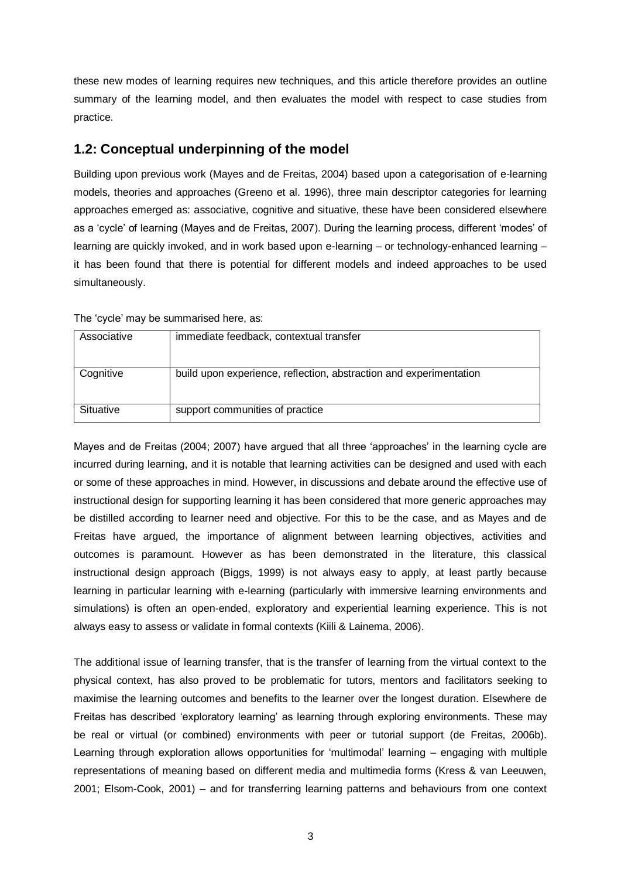these new modes of learning requires new techniques, and this article therefore provides an outline summary of the learning model, and then evaluates the model with respect to case studies from practice.

## 1.2: Conceptual underpinning of the model

Building upon previous work (Mayes and de Freitas, 2004) based upon a categorisation of e-learning models, theories and approaches (Greeno et al. 1996), three main descriptor categories for learning approaches emerged as: associative, cognitive and situative, these have been considered elsewhere as a 'cycle' of learning (Mayes and de Freitas, 2007). During the learning process, different 'modes' of learning are quickly invoked, and in work based upon e-learning – or technology-enhanced learning – it has been found that there is potential for different models and indeed approaches to be used simultaneously.

The 'cycle' may be summarised here, as:

| | |
|---|---|
| Associative | immediate feedback, contextual transfer |
| Cognitive | build upon experience, reflection, abstraction and experimentation |
| Situative | support communities of practice |

Mayes and de Freitas (2004; 2007) have argued that all three 'approaches' in the learning cycle are incurred during learning, and it is notable that learning activities can be designed and used with each or some of these approaches in mind. However, in discussions and debate around the effective use of instructional design for supporting learning it has been considered that more generic approaches may be distilled according to learner need and objective. For this to be the case, and as Mayes and de Freitas have argued, the importance of alignment between learning objectives, activities and outcomes is paramount. However as has been demonstrated in the literature, this classical instructional design approach (Biggs, 1999) is not always easy to apply, at least partly because learning in particular learning with e-learning (particularly with immersive learning environments and simulations) is often an open-ended, exploratory and experiential learning experience. This is not always easy to assess or validate in formal contexts (Kiili & Lainema, 2006).

The additional issue of learning transfer, that is the transfer of learning from the virtual context to the physical context, has also proved to be problematic for tutors, mentors and facilitators seeking to maximise the learning outcomes and benefits to the learner over the longest duration. Elsewhere de Freitas has described 'exploratory learning' as learning through exploring environments. These may be real or virtual (or combined) environments with peer or tutorial support (de Freitas, 2006b). Learning through exploration allows opportunities for 'multimodal' learning – engaging with multiple representations of meaning based on different media and multimedia forms (Kress & van Leeuwen, 2001; Elsom-Cook, 2001) – and for transferring learning patterns and behaviours from one context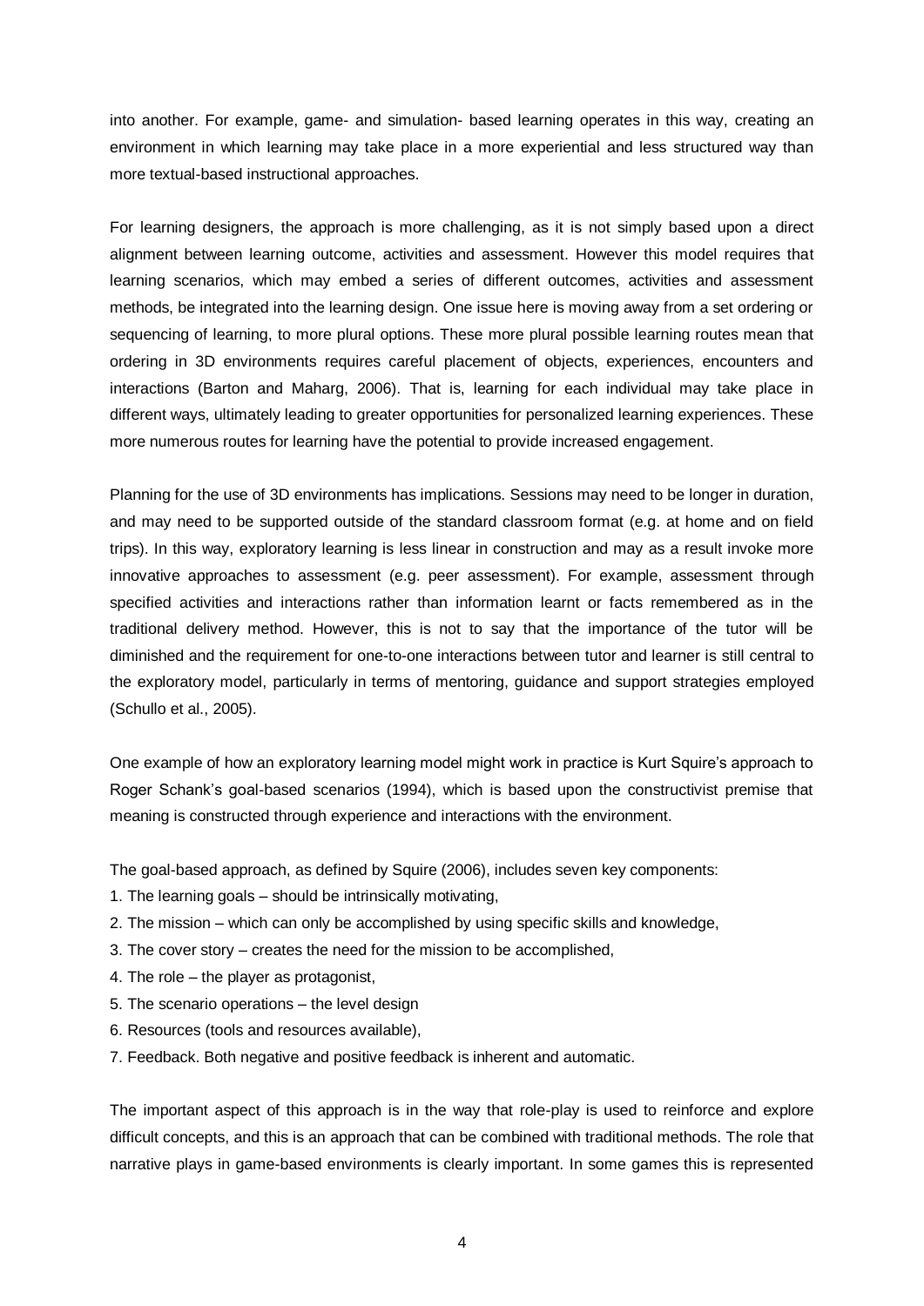into another. For example, game- and simulation- based learning operates in this way, creating an environment in which learning may take place in a more experiential and less structured way than more textual-based instructional approaches.

For learning designers, the approach is more challenging, as it is not simply based upon a direct alignment between learning outcome, activities and assessment. However this model requires that learning scenarios, which may embed a series of different outcomes, activities and assessment methods, be integrated into the learning design. One issue here is moving away from a set ordering or sequencing of learning, to more plural options. These more plural possible learning routes mean that ordering in 3D environments requires careful placement of objects, experiences, encounters and interactions (Barton and Maharg, 2006). That is, learning for each individual may take place in different ways, ultimately leading to greater opportunities for personalized learning experiences. These more numerous routes for learning have the potential to provide increased engagement.

Planning for the use of 3D environments has implications. Sessions may need to be longer in duration, and may need to be supported outside of the standard classroom format (e.g. at home and on field trips). In this way, exploratory learning is less linear in construction and may as a result invoke more innovative approaches to assessment (e.g. peer assessment). For example, assessment through specified activities and interactions rather than information learnt or facts remembered as in the traditional delivery method. However, this is not to say that the importance of the tutor will be diminished and the requirement for one-to-one interactions between tutor and learner is still central to the exploratory model, particularly in terms of mentoring, guidance and support strategies employed (Schullo et al., 2005).

One example of how an exploratory learning model might work in practice is Kurt Squire's approach to Roger Schank's goal-based scenarios (1994), which is based upon the constructivist premise that meaning is constructed through experience and interactions with the environment.

The goal-based approach, as defined by Squire (2006), includes seven key components:

1. The learning goals – should be intrinsically motivating,
2. The mission – which can only be accomplished by using specific skills and knowledge,
3. The cover story – creates the need for the mission to be accomplished,
4. The role – the player as protagonist,
5. The scenario operations – the level design
6. Resources (tools and resources available),
7. Feedback. Both negative and positive feedback is inherent and automatic.

The important aspect of this approach is in the way that role-play is used to reinforce and explore difficult concepts, and this is an approach that can be combined with traditional methods. The role that narrative plays in game-based environments is clearly important. In some games this is represented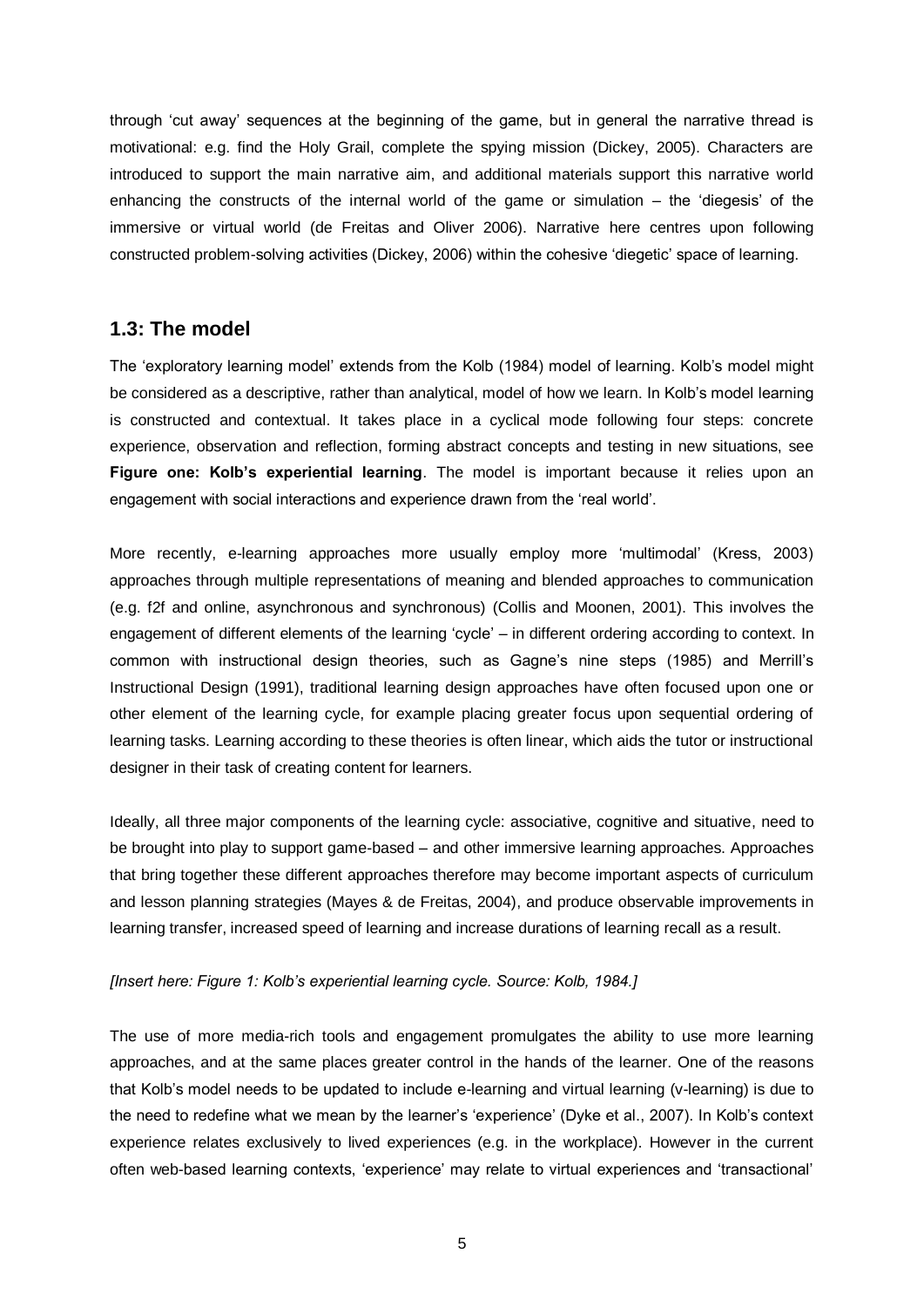through 'cut away' sequences at the beginning of the game, but in general the narrative thread is motivational: e.g. find the Holy Grail, complete the spying mission (Dickey, 2005). Characters are introduced to support the main narrative aim, and additional materials support this narrative world enhancing the constructs of the internal world of the game or simulation – the 'diegesis' of the immersive or virtual world (de Freitas and Oliver 2006). Narrative here centres upon following constructed problem-solving activities (Dickey, 2006) within the cohesive 'diegetic' space of learning.

## 1.3: The model

The 'exploratory learning model' extends from the Kolb (1984) model of learning. Kolb's model might be considered as a descriptive, rather than analytical, model of how we learn. In Kolb's model learning is constructed and contextual. It takes place in a cyclical mode following four steps: concrete experience, observation and reflection, forming abstract concepts and testing in new situations, see **Figure one: Kolb's experiential learning**. The model is important because it relies upon an engagement with social interactions and experience drawn from the 'real world'.

More recently, e-learning approaches more usually employ more 'multimodal' (Kress, 2003) approaches through multiple representations of meaning and blended approaches to communication (e.g. f2f and online, asynchronous and synchronous) (Collis and Moonen, 2001). This involves the engagement of different elements of the learning 'cycle' – in different ordering according to context. In common with instructional design theories, such as Gagne's nine steps (1985) and Merrill's Instructional Design (1991), traditional learning design approaches have often focused upon one or other element of the learning cycle, for example placing greater focus upon sequential ordering of learning tasks. Learning according to these theories is often linear, which aids the tutor or instructional designer in their task of creating content for learners.

Ideally, all three major components of the learning cycle: associative, cognitive and situative, need to be brought into play to support game-based – and other immersive learning approaches. Approaches that bring together these different approaches therefore may become important aspects of curriculum and lesson planning strategies (Mayes & de Freitas, 2004), and produce observable improvements in learning transfer, increased speed of learning and increase durations of learning recall as a result.

*[Insert here: Figure 1: Kolb's experiential learning cycle. Source: Kolb, 1984.]*

The use of more media-rich tools and engagement promulgates the ability to use more learning approaches, and at the same places greater control in the hands of the learner. One of the reasons that Kolb's model needs to be updated to include e-learning and virtual learning (v-learning) is due to the need to redefine what we mean by the learner's 'experience' (Dyke et al., 2007). In Kolb's context experience relates exclusively to lived experiences (e.g. in the workplace). However in the current often web-based learning contexts, 'experience' may relate to virtual experiences and 'transactional'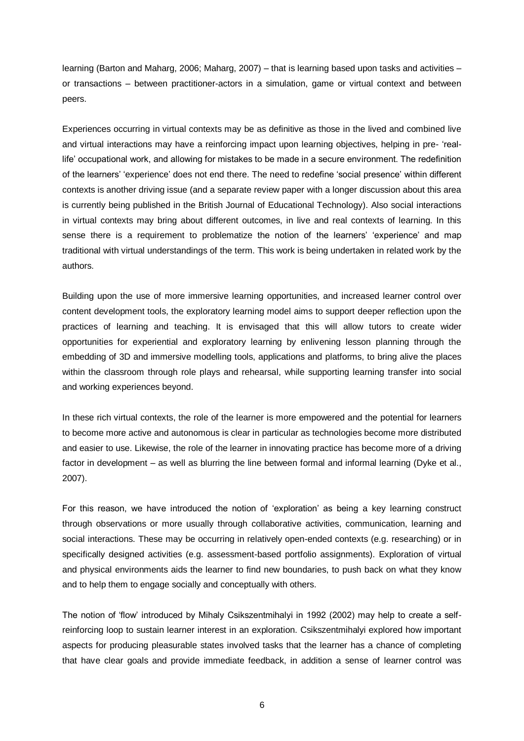learning (Barton and Maharg, 2006; Maharg, 2007) – that is learning based upon tasks and activities – or transactions – between practitioner-actors in a simulation, game or virtual context and between peers.

Experiences occurring in virtual contexts may be as definitive as those in the lived and combined live and virtual interactions may have a reinforcing impact upon learning objectives, helping in pre- 'real-life' occupational work, and allowing for mistakes to be made in a secure environment. The redefinition of the learners' 'experience' does not end there. The need to redefine 'social presence' within different contexts is another driving issue (and a separate review paper with a longer discussion about this area is currently being published in the British Journal of Educational Technology). Also social interactions in virtual contexts may bring about different outcomes, in live and real contexts of learning. In this sense there is a requirement to problematize the notion of the learners' 'experience' and map traditional with virtual understandings of the term. This work is being undertaken in related work by the authors.

Building upon the use of more immersive learning opportunities, and increased learner control over content development tools, the exploratory learning model aims to support deeper reflection upon the practices of learning and teaching. It is envisaged that this will allow tutors to create wider opportunities for experiential and exploratory learning by enlivening lesson planning through the embedding of 3D and immersive modelling tools, applications and platforms, to bring alive the places within the classroom through role plays and rehearsal, while supporting learning transfer into social and working experiences beyond.

In these rich virtual contexts, the role of the learner is more empowered and the potential for learners to become more active and autonomous is clear in particular as technologies become more distributed and easier to use. Likewise, the role of the learner in innovating practice has become more of a driving factor in development – as well as blurring the line between formal and informal learning (Dyke et al., 2007).

For this reason, we have introduced the notion of 'exploration' as being a key learning construct through observations or more usually through collaborative activities, communication, learning and social interactions. These may be occurring in relatively open-ended contexts (e.g. researching) or in specifically designed activities (e.g. assessment-based portfolio assignments). Exploration of virtual and physical environments aids the learner to find new boundaries, to push back on what they know and to help them to engage socially and conceptually with others.

The notion of 'flow' introduced by Mihaly Csikszentmihalyi in 1992 (2002) may help to create a self-reinforcing loop to sustain learner interest in an exploration. Csikszentmihalyi explored how important aspects for producing pleasurable states involved tasks that the learner has a chance of completing that have clear goals and provide immediate feedback, in addition a sense of learner control was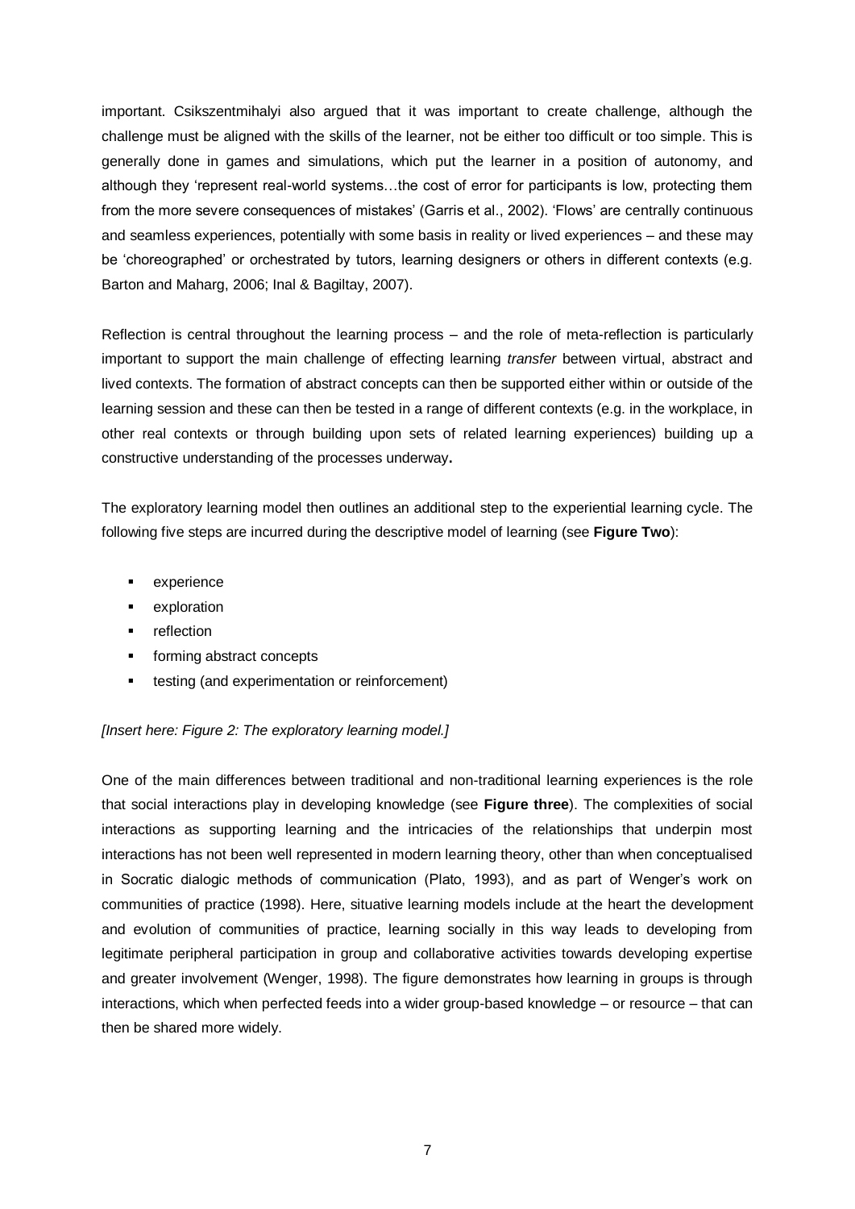important. Csikszentmihalyi also argued that it was important to create challenge, although the challenge must be aligned with the skills of the learner, not be either too difficult or too simple. This is generally done in games and simulations, which put the learner in a position of autonomy, and although they 'represent real-world systems…the cost of error for participants is low, protecting them from the more severe consequences of mistakes' (Garris et al., 2002). 'Flows' are centrally continuous and seamless experiences, potentially with some basis in reality or lived experiences – and these may be 'choreographed' or orchestrated by tutors, learning designers or others in different contexts (e.g. Barton and Maharg, 2006; Inal & Bagiltay, 2007).

Reflection is central throughout the learning process – and the role of meta-reflection is particularly important to support the main challenge of effecting learning *transfer* between virtual, abstract and lived contexts. The formation of abstract concepts can then be supported either within or outside of the learning session and these can then be tested in a range of different contexts (e.g. in the workplace, in other real contexts or through building upon sets of related learning experiences) building up a constructive understanding of the processes underway**.**

The exploratory learning model then outlines an additional step to the experiential learning cycle. The following five steps are incurred during the descriptive model of learning (see **Figure Two**):

- experience
- exploration
- reflection
- forming abstract concepts
- testing (and experimentation or reinforcement)

*[Insert here: Figure 2: The exploratory learning model.]*

One of the main differences between traditional and non-traditional learning experiences is the role that social interactions play in developing knowledge (see **Figure three**). The complexities of social interactions as supporting learning and the intricacies of the relationships that underpin most interactions has not been well represented in modern learning theory, other than when conceptualised in Socratic dialogic methods of communication (Plato, 1993), and as part of Wenger's work on communities of practice (1998). Here, situative learning models include at the heart the development and evolution of communities of practice, learning socially in this way leads to developing from legitimate peripheral participation in group and collaborative activities towards developing expertise and greater involvement (Wenger, 1998). The figure demonstrates how learning in groups is through interactions, which when perfected feeds into a wider group-based knowledge – or resource – that can then be shared more widely.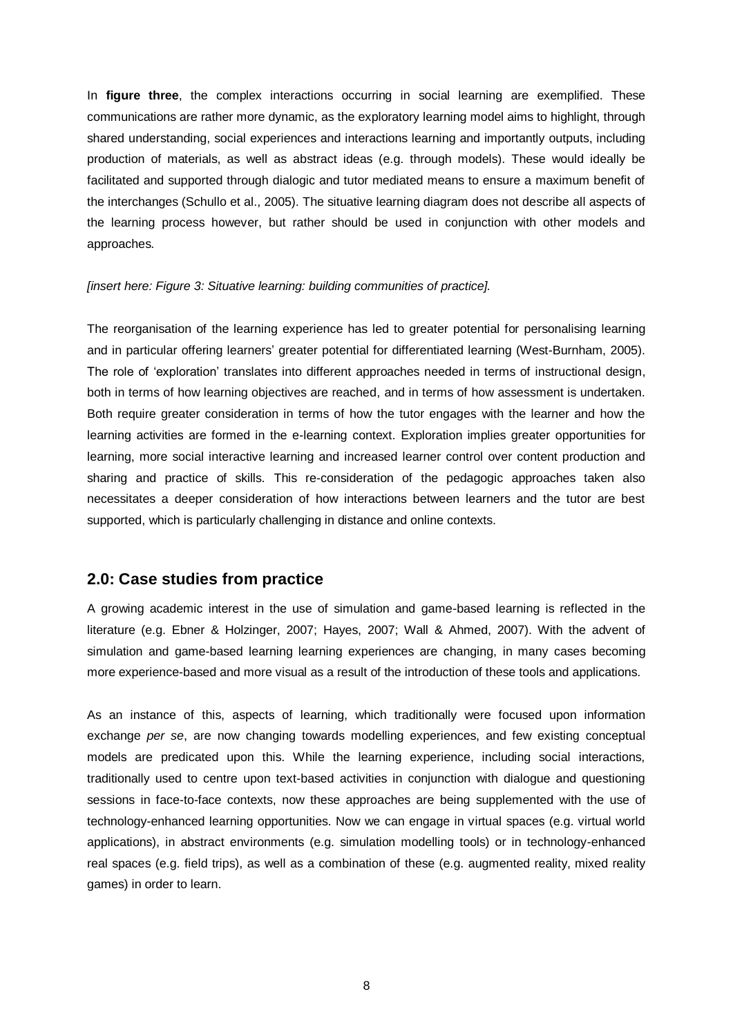In **figure three**, the complex interactions occurring in social learning are exemplified. These communications are rather more dynamic, as the exploratory learning model aims to highlight, through shared understanding, social experiences and interactions learning and importantly outputs, including production of materials, as well as abstract ideas (e.g. through models). These would ideally be facilitated and supported through dialogic and tutor mediated means to ensure a maximum benefit of the interchanges (Schullo et al., 2005). The situative learning diagram does not describe all aspects of the learning process however, but rather should be used in conjunction with other models and approaches.

*[insert here: Figure 3: Situative learning: building communities of practice].*

The reorganisation of the learning experience has led to greater potential for personalising learning and in particular offering learners' greater potential for differentiated learning (West-Burnham, 2005). The role of 'exploration' translates into different approaches needed in terms of instructional design, both in terms of how learning objectives are reached, and in terms of how assessment is undertaken. Both require greater consideration in terms of how the tutor engages with the learner and how the learning activities are formed in the e-learning context. Exploration implies greater opportunities for learning, more social interactive learning and increased learner control over content production and sharing and practice of skills. This re-consideration of the pedagogic approaches taken also necessitates a deeper consideration of how interactions between learners and the tutor are best supported, which is particularly challenging in distance and online contexts.

## 2.0: Case studies from practice

A growing academic interest in the use of simulation and game-based learning is reflected in the literature (e.g. Ebner & Holzinger, 2007; Hayes, 2007; Wall & Ahmed, 2007). With the advent of simulation and game-based learning learning experiences are changing, in many cases becoming more experience-based and more visual as a result of the introduction of these tools and applications.

As an instance of this, aspects of learning, which traditionally were focused upon information exchange *per se*, are now changing towards modelling experiences, and few existing conceptual models are predicated upon this. While the learning experience, including social interactions, traditionally used to centre upon text-based activities in conjunction with dialogue and questioning sessions in face-to-face contexts, now these approaches are being supplemented with the use of technology-enhanced learning opportunities. Now we can engage in virtual spaces (e.g. virtual world applications), in abstract environments (e.g. simulation modelling tools) or in technology-enhanced real spaces (e.g. field trips), as well as a combination of these (e.g. augmented reality, mixed reality games) in order to learn.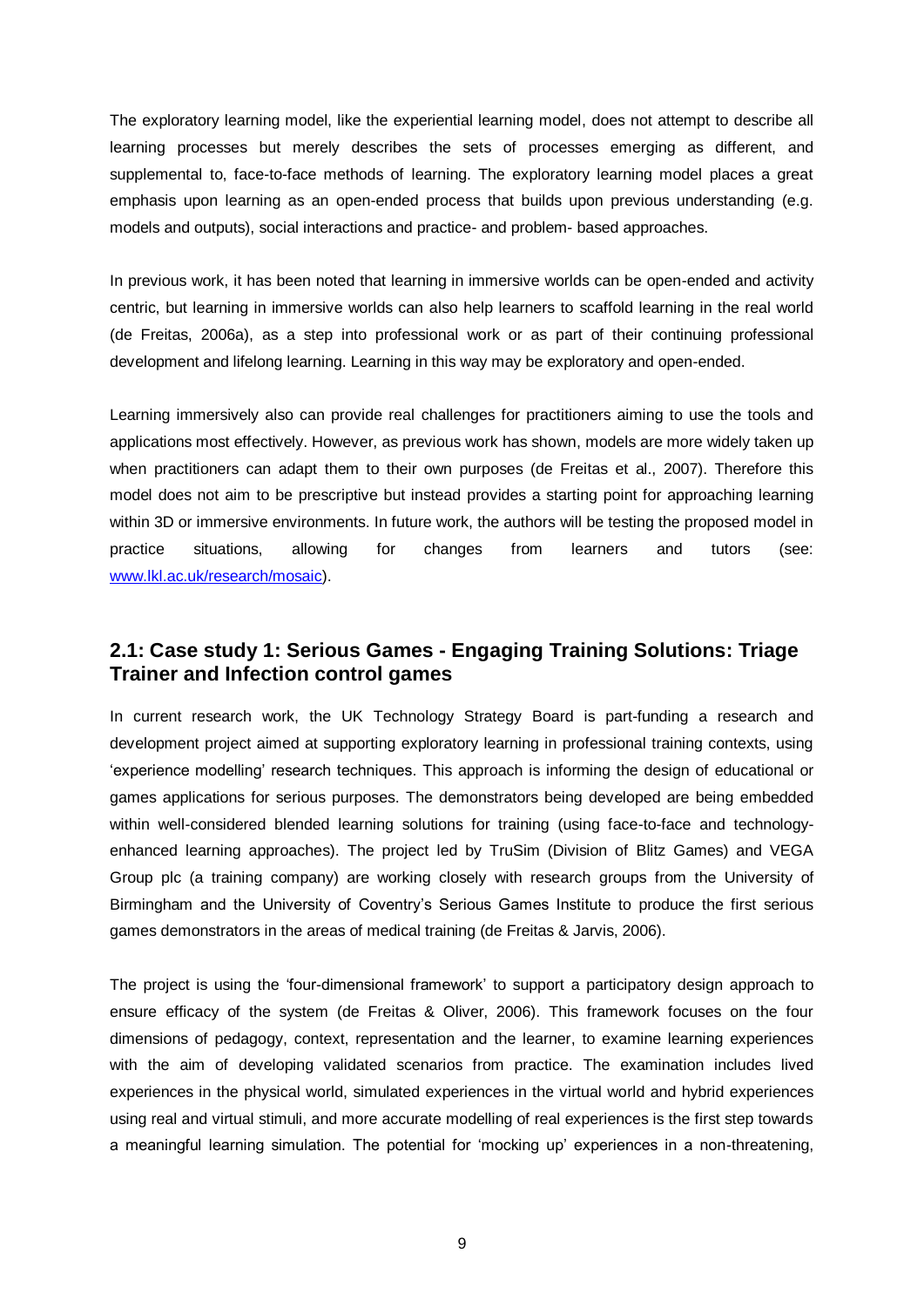The exploratory learning model, like the experiential learning model, does not attempt to describe all learning processes but merely describes the sets of processes emerging as different, and supplemental to, face-to-face methods of learning. The exploratory learning model places a great emphasis upon learning as an open-ended process that builds upon previous understanding (e.g. models and outputs), social interactions and practice- and problem- based approaches.

In previous work, it has been noted that learning in immersive worlds can be open-ended and activity centric, but learning in immersive worlds can also help learners to scaffold learning in the real world (de Freitas, 2006a), as a step into professional work or as part of their continuing professional development and lifelong learning. Learning in this way may be exploratory and open-ended.

Learning immersively also can provide real challenges for practitioners aiming to use the tools and applications most effectively. However, as previous work has shown, models are more widely taken up when practitioners can adapt them to their own purposes (de Freitas et al., 2007). Therefore this model does not aim to be prescriptive but instead provides a starting point for approaching learning within 3D or immersive environments. In future work, the authors will be testing the proposed model in practice situations, allowing for changes from learners and tutors (see: [www.lkl.ac.uk/research/mosaic](www.lkl.ac.uk/research/mosaic)).

## 2.1: Case study 1: Serious Games - Engaging Training Solutions: Triage Trainer and Infection control games

In current research work, the UK Technology Strategy Board is part-funding a research and development project aimed at supporting exploratory learning in professional training contexts, using 'experience modelling' research techniques. This approach is informing the design of educational or games applications for serious purposes. The demonstrators being developed are being embedded within well-considered blended learning solutions for training (using face-to-face and technology-enhanced learning approaches). The project led by TruSim (Division of Blitz Games) and VEGA Group plc (a training company) are working closely with research groups from the University of Birmingham and the University of Coventry's Serious Games Institute to produce the first serious games demonstrators in the areas of medical training (de Freitas & Jarvis, 2006).

The project is using the 'four-dimensional framework' to support a participatory design approach to ensure efficacy of the system (de Freitas & Oliver, 2006). This framework focuses on the four dimensions of pedagogy, context, representation and the learner, to examine learning experiences with the aim of developing validated scenarios from practice. The examination includes lived experiences in the physical world, simulated experiences in the virtual world and hybrid experiences using real and virtual stimuli, and more accurate modelling of real experiences is the first step towards a meaningful learning simulation. The potential for 'mocking up' experiences in a non-threatening,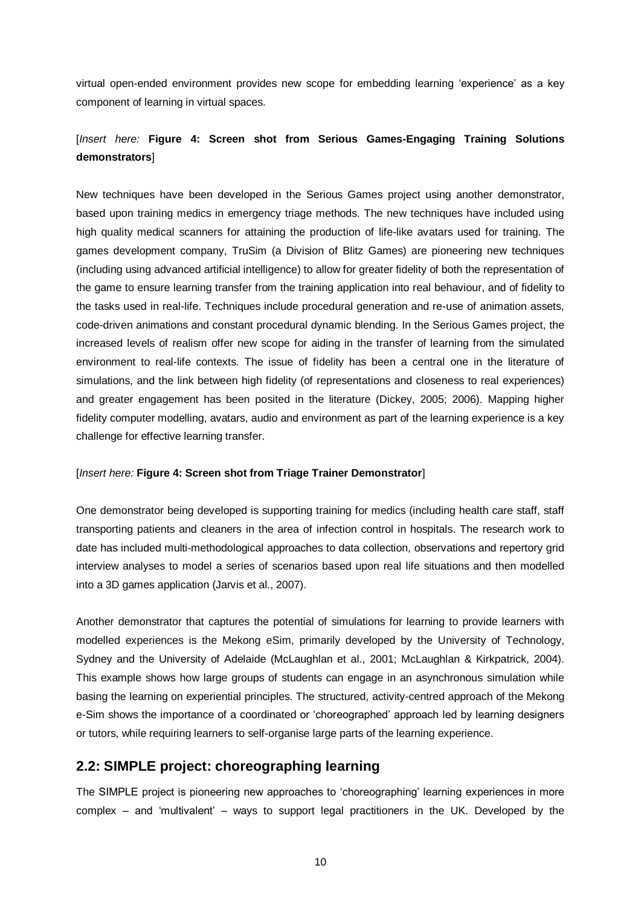virtual open-ended environment provides new scope for embedding learning 'experience' as a key component of learning in virtual spaces.

[*Insert here:* **Figure 4: Screen shot from Serious Games-Engaging Training Solutions demonstrators**]

New techniques have been developed in the Serious Games project using another demonstrator, based upon training medics in emergency triage methods. The new techniques have included using high quality medical scanners for attaining the production of life-like avatars used for training. The games development company, TruSim (a Division of Blitz Games) are pioneering new techniques (including using advanced artificial intelligence) to allow for greater fidelity of both the representation of the game to ensure learning transfer from the training application into real behaviour, and of fidelity to the tasks used in real-life. Techniques include procedural generation and re-use of animation assets, code-driven animations and constant procedural dynamic blending. In the Serious Games project, the increased levels of realism offer new scope for aiding in the transfer of learning from the simulated environment to real-life contexts. The issue of fidelity has been a central one in the literature of simulations, and the link between high fidelity (of representations and closeness to real experiences) and greater engagement has been posited in the literature (Dickey, 2005; 2006). Mapping higher fidelity computer modelling, avatars, audio and environment as part of the learning experience is a key challenge for effective learning transfer.

[*Insert here:* **Figure 4: Screen shot from Triage Trainer Demonstrator**]

One demonstrator being developed is supporting training for medics (including health care staff, staff transporting patients and cleaners in the area of infection control in hospitals. The research work to date has included multi-methodological approaches to data collection, observations and repertory grid interview analyses to model a series of scenarios based upon real life situations and then modelled into a 3D games application (Jarvis et al., 2007).

Another demonstrator that captures the potential of simulations for learning to provide learners with modelled experiences is the Mekong eSim, primarily developed by the University of Technology, Sydney and the University of Adelaide (McLaughlan et al., 2001; McLaughlan & Kirkpatrick, 2004). This example shows how large groups of students can engage in an asynchronous simulation while basing the learning on experiential principles. The structured, activity-centred approach of the Mekong e-Sim shows the importance of a coordinated or 'choreographed' approach led by learning designers or tutors, while requiring learners to self-organise large parts of the learning experience.

## 2.2: SIMPLE project: choreographing learning

The SIMPLE project is pioneering new approaches to 'choreographing' learning experiences in more complex – and 'multivalent' – ways to support legal practitioners in the UK. Developed by the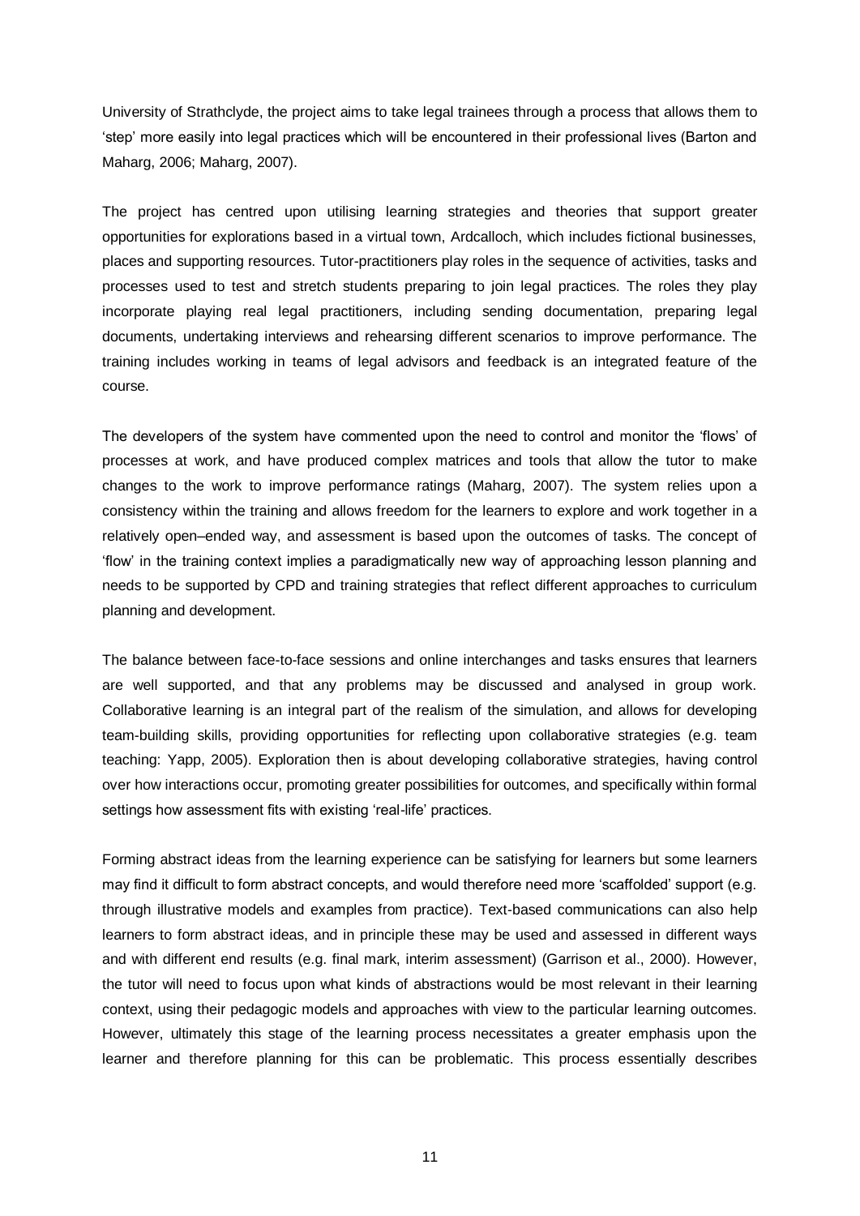University of Strathclyde, the project aims to take legal trainees through a process that allows them to 'step' more easily into legal practices which will be encountered in their professional lives (Barton and Maharg, 2006; Maharg, 2007).

The project has centred upon utilising learning strategies and theories that support greater opportunities for explorations based in a virtual town, Ardcalloch, which includes fictional businesses, places and supporting resources. Tutor-practitioners play roles in the sequence of activities, tasks and processes used to test and stretch students preparing to join legal practices. The roles they play incorporate playing real legal practitioners, including sending documentation, preparing legal documents, undertaking interviews and rehearsing different scenarios to improve performance. The training includes working in teams of legal advisors and feedback is an integrated feature of the course.

The developers of the system have commented upon the need to control and monitor the 'flows' of processes at work, and have produced complex matrices and tools that allow the tutor to make changes to the work to improve performance ratings (Maharg, 2007). The system relies upon a consistency within the training and allows freedom for the learners to explore and work together in a relatively open–ended way, and assessment is based upon the outcomes of tasks. The concept of 'flow' in the training context implies a paradigmatically new way of approaching lesson planning and needs to be supported by CPD and training strategies that reflect different approaches to curriculum planning and development.

The balance between face-to-face sessions and online interchanges and tasks ensures that learners are well supported, and that any problems may be discussed and analysed in group work. Collaborative learning is an integral part of the realism of the simulation, and allows for developing team-building skills, providing opportunities for reflecting upon collaborative strategies (e.g. team teaching: Yapp, 2005). Exploration then is about developing collaborative strategies, having control over how interactions occur, promoting greater possibilities for outcomes, and specifically within formal settings how assessment fits with existing 'real-life' practices.

Forming abstract ideas from the learning experience can be satisfying for learners but some learners may find it difficult to form abstract concepts, and would therefore need more 'scaffolded' support (e.g. through illustrative models and examples from practice). Text-based communications can also help learners to form abstract ideas, and in principle these may be used and assessed in different ways and with different end results (e.g. final mark, interim assessment) (Garrison et al., 2000). However, the tutor will need to focus upon what kinds of abstractions would be most relevant in their learning context, using their pedagogic models and approaches with view to the particular learning outcomes. However, ultimately this stage of the learning process necessitates a greater emphasis upon the learner and therefore planning for this can be problematic. This process essentially describes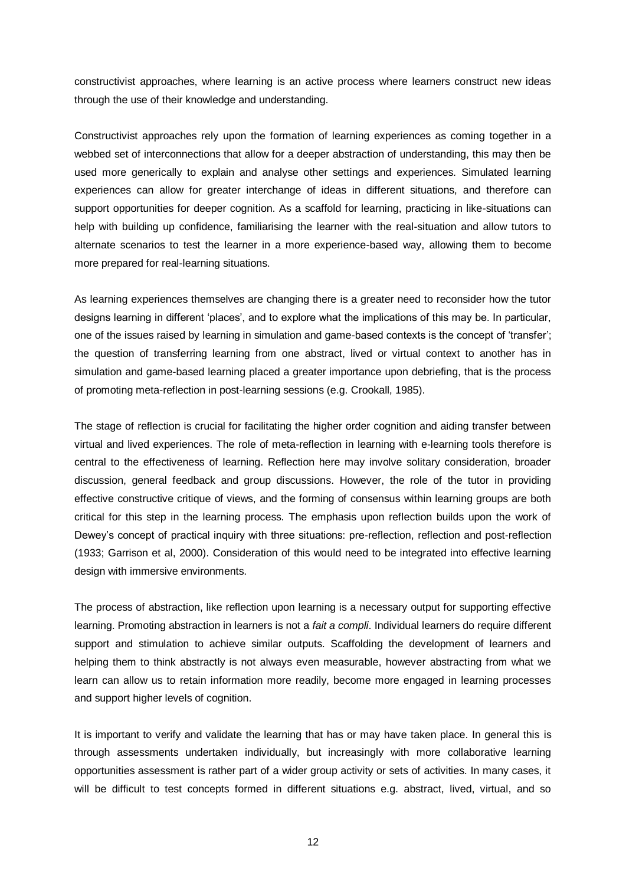constructivist approaches, where learning is an active process where learners construct new ideas through the use of their knowledge and understanding.

Constructivist approaches rely upon the formation of learning experiences as coming together in a webbed set of interconnections that allow for a deeper abstraction of understanding, this may then be used more generically to explain and analyse other settings and experiences. Simulated learning experiences can allow for greater interchange of ideas in different situations, and therefore can support opportunities for deeper cognition. As a scaffold for learning, practicing in like-situations can help with building up confidence, familiarising the learner with the real-situation and allow tutors to alternate scenarios to test the learner in a more experience-based way, allowing them to become more prepared for real-learning situations.

As learning experiences themselves are changing there is a greater need to reconsider how the tutor designs learning in different 'places', and to explore what the implications of this may be. In particular, one of the issues raised by learning in simulation and game-based contexts is the concept of 'transfer'; the question of transferring learning from one abstract, lived or virtual context to another has in simulation and game-based learning placed a greater importance upon debriefing, that is the process of promoting meta-reflection in post-learning sessions (e.g. Crookall, 1985).

The stage of reflection is crucial for facilitating the higher order cognition and aiding transfer between virtual and lived experiences. The role of meta-reflection in learning with e-learning tools therefore is central to the effectiveness of learning. Reflection here may involve solitary consideration, broader discussion, general feedback and group discussions. However, the role of the tutor in providing effective constructive critique of views, and the forming of consensus within learning groups are both critical for this step in the learning process. The emphasis upon reflection builds upon the work of Dewey's concept of practical inquiry with three situations: pre-reflection, reflection and post-reflection (1933; Garrison et al, 2000). Consideration of this would need to be integrated into effective learning design with immersive environments.

The process of abstraction, like reflection upon learning is a necessary output for supporting effective learning. Promoting abstraction in learners is not a *fait a compli*. Individual learners do require different support and stimulation to achieve similar outputs. Scaffolding the development of learners and helping them to think abstractly is not always even measurable, however abstracting from what we learn can allow us to retain information more readily, become more engaged in learning processes and support higher levels of cognition.

It is important to verify and validate the learning that has or may have taken place. In general this is through assessments undertaken individually, but increasingly with more collaborative learning opportunities assessment is rather part of a wider group activity or sets of activities. In many cases, it will be difficult to test concepts formed in different situations e.g. abstract, lived, virtual, and so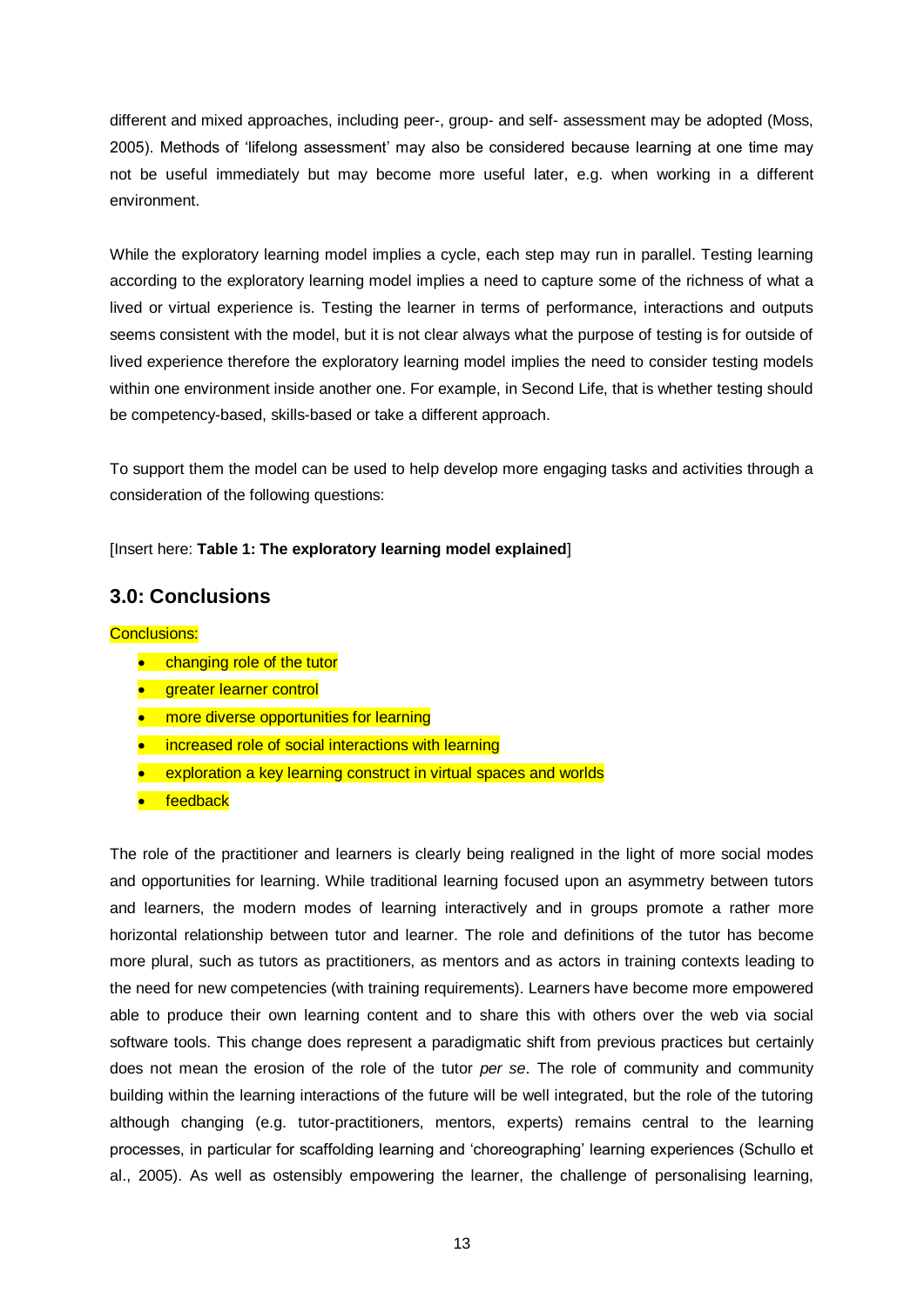different and mixed approaches, including peer-, group- and self- assessment may be adopted (Moss, 2005). Methods of 'lifelong assessment' may also be considered because learning at one time may not be useful immediately but may become more useful later, e.g. when working in a different environment.

While the exploratory learning model implies a cycle, each step may run in parallel. Testing learning according to the exploratory learning model implies a need to capture some of the richness of what a lived or virtual experience is. Testing the learner in terms of performance, interactions and outputs seems consistent with the model, but it is not clear always what the purpose of testing is for outside of lived experience therefore the exploratory learning model implies the need to consider testing models within one environment inside another one. For example, in Second Life, that is whether testing should be competency-based, skills-based or take a different approach.

To support them the model can be used to help develop more engaging tasks and activities through a consideration of the following questions:

[Insert here: **Table 1: The exploratory learning model explained**]

## 3.0: Conclusions

Conclusions:

- changing role of the tutor
- greater learner control
- more diverse opportunities for learning
- increased role of social interactions with learning
- exploration a key learning construct in virtual spaces and worlds
- feedback

The role of the practitioner and learners is clearly being realigned in the light of more social modes and opportunities for learning. While traditional learning focused upon an asymmetry between tutors and learners, the modern modes of learning interactively and in groups promote a rather more horizontal relationship between tutor and learner. The role and definitions of the tutor has become more plural, such as tutors as practitioners, as mentors and as actors in training contexts leading to the need for new competencies (with training requirements). Learners have become more empowered able to produce their own learning content and to share this with others over the web via social software tools. This change does represent a paradigmatic shift from previous practices but certainly does not mean the erosion of the role of the tutor *per se*. The role of community and community building within the learning interactions of the future will be well integrated, but the role of the tutoring although changing (e.g. tutor-practitioners, mentors, experts) remains central to the learning processes, in particular for scaffolding learning and 'choreographing' learning experiences (Schullo et al., 2005). As well as ostensibly empowering the learner, the challenge of personalising learning,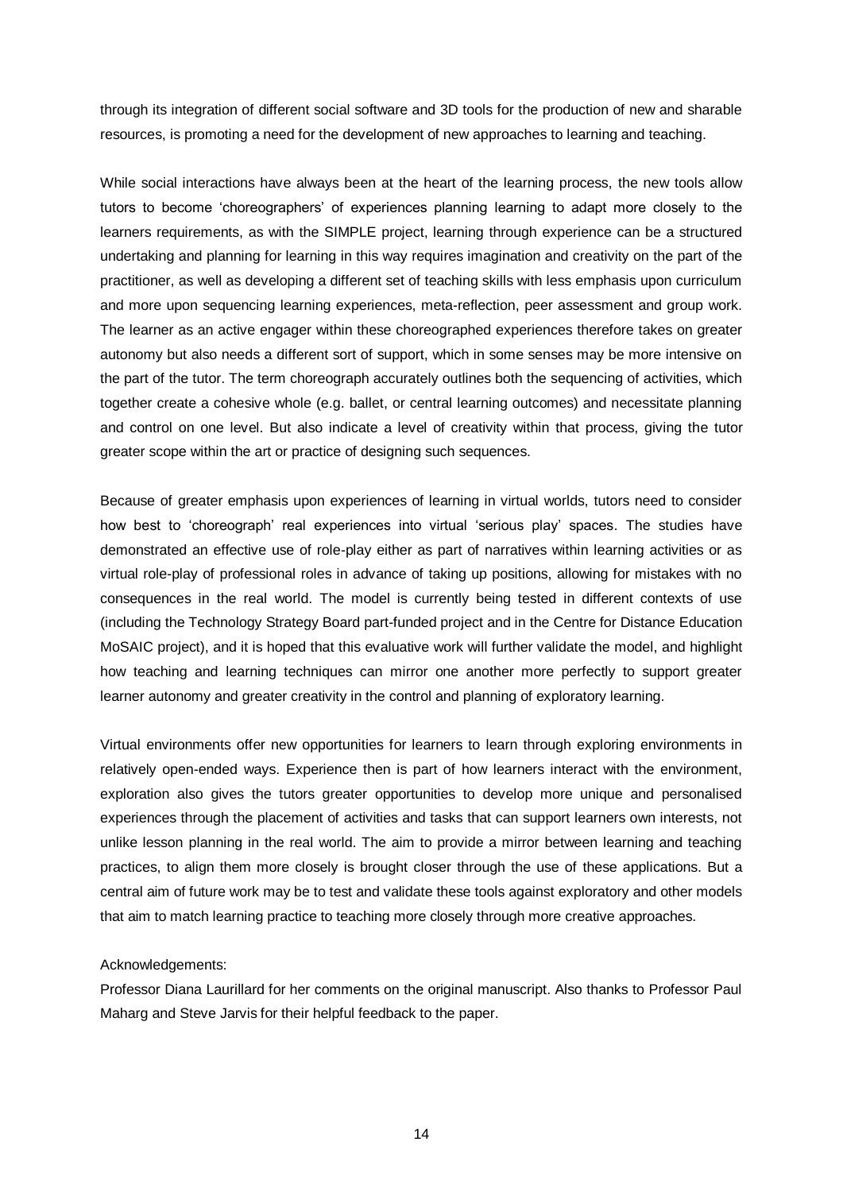through its integration of different social software and 3D tools for the production of new and sharable resources, is promoting a need for the development of new approaches to learning and teaching.

While social interactions have always been at the heart of the learning process, the new tools allow tutors to become 'choreographers' of experiences planning learning to adapt more closely to the learners requirements, as with the SIMPLE project, learning through experience can be a structured undertaking and planning for learning in this way requires imagination and creativity on the part of the practitioner, as well as developing a different set of teaching skills with less emphasis upon curriculum and more upon sequencing learning experiences, meta-reflection, peer assessment and group work. The learner as an active engager within these choreographed experiences therefore takes on greater autonomy but also needs a different sort of support, which in some senses may be more intensive on the part of the tutor. The term choreograph accurately outlines both the sequencing of activities, which together create a cohesive whole (e.g. ballet, or central learning outcomes) and necessitate planning and control on one level. But also indicate a level of creativity within that process, giving the tutor greater scope within the art or practice of designing such sequences.

Because of greater emphasis upon experiences of learning in virtual worlds, tutors need to consider how best to 'choreograph' real experiences into virtual 'serious play' spaces. The studies have demonstrated an effective use of role-play either as part of narratives within learning activities or as virtual role-play of professional roles in advance of taking up positions, allowing for mistakes with no consequences in the real world. The model is currently being tested in different contexts of use (including the Technology Strategy Board part-funded project and in the Centre for Distance Education MoSAIC project), and it is hoped that this evaluative work will further validate the model, and highlight how teaching and learning techniques can mirror one another more perfectly to support greater learner autonomy and greater creativity in the control and planning of exploratory learning.

Virtual environments offer new opportunities for learners to learn through exploring environments in relatively open-ended ways. Experience then is part of how learners interact with the environment, exploration also gives the tutors greater opportunities to develop more unique and personalised experiences through the placement of activities and tasks that can support learners own interests, not unlike lesson planning in the real world. The aim to provide a mirror between learning and teaching practices, to align them more closely is brought closer through the use of these applications. But a central aim of future work may be to test and validate these tools against exploratory and other models that aim to match learning practice to teaching more closely through more creative approaches.

Acknowledgements:

Professor Diana Laurillard for her comments on the original manuscript. Also thanks to Professor Paul Maharg and Steve Jarvis for their helpful feedback to the paper.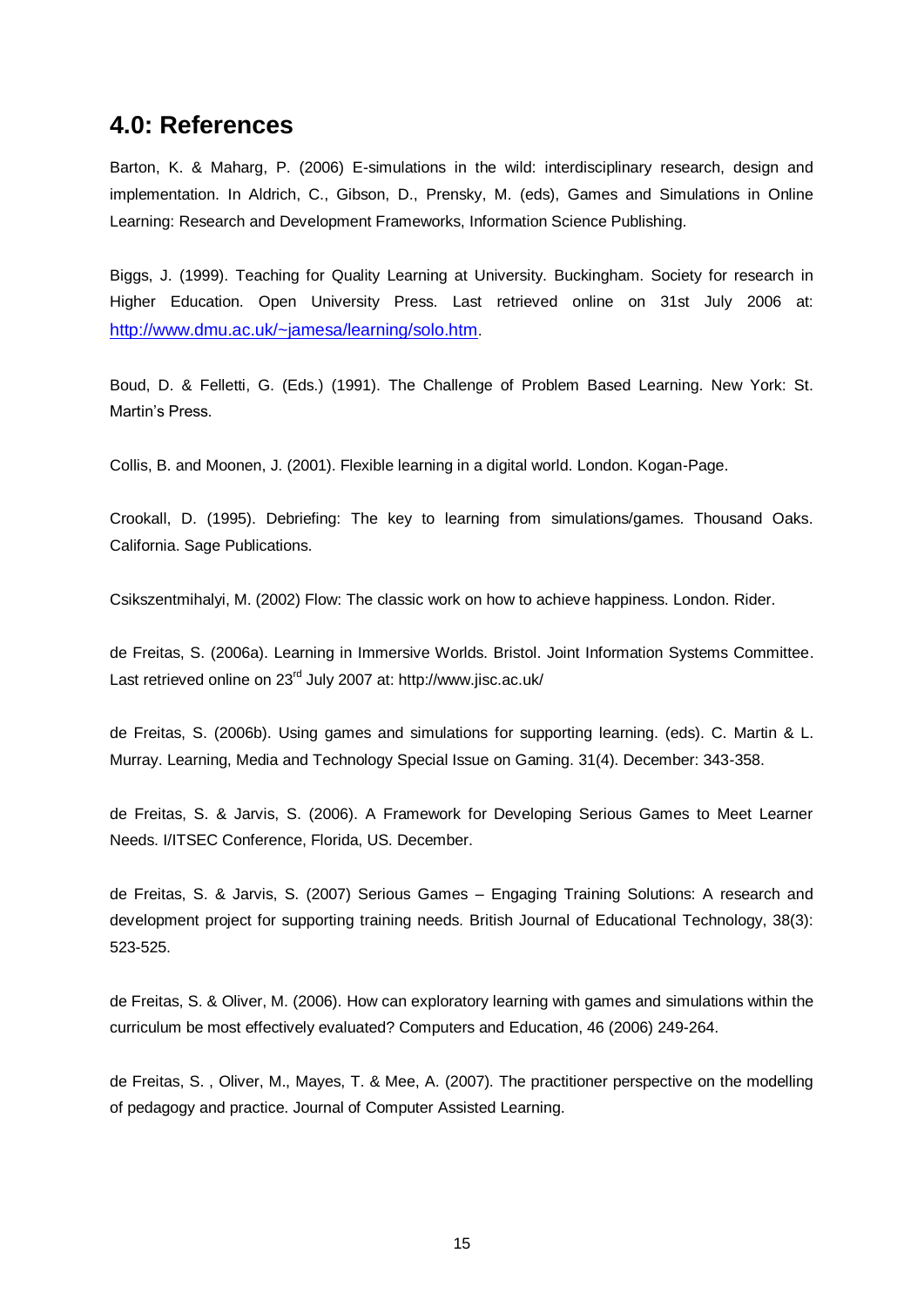## 4.0: References

Barton, K. & Maharg, P. (2006) E-simulations in the wild: interdisciplinary research, design and implementation. In Aldrich, C., Gibson, D., Prensky, M. (eds), Games and Simulations in Online Learning: Research and Development Frameworks, Information Science Publishing.

Biggs, J. (1999). Teaching for Quality Learning at University. Buckingham. Society for research in Higher Education. Open University Press. Last retrieved online on 31st July 2006 at: http://www.dmu.ac.uk/~jamesa/learning/solo.htm.

Boud, D. & Felletti, G. (Eds.) (1991). The Challenge of Problem Based Learning. New York: St. Martin's Press.

Collis, B. and Moonen, J. (2001). Flexible learning in a digital world. London. Kogan-Page.

Crookall, D. (1995). Debriefing: The key to learning from simulations/games. Thousand Oaks. California. Sage Publications.

Csikszentmihalyi, M. (2002) Flow: The classic work on how to achieve happiness. London. Rider.

de Freitas, S. (2006a). Learning in Immersive Worlds. Bristol. Joint Information Systems Committee. Last retrieved online on 23rd July 2007 at: http://www.jisc.ac.uk/

de Freitas, S. (2006b). Using games and simulations for supporting learning. (eds). C. Martin & L. Murray. Learning, Media and Technology Special Issue on Gaming. 31(4). December: 343-358.

de Freitas, S. & Jarvis, S. (2006). A Framework for Developing Serious Games to Meet Learner Needs. I/ITSEC Conference, Florida, US. December.

de Freitas, S. & Jarvis, S. (2007) Serious Games – Engaging Training Solutions: A research and development project for supporting training needs. British Journal of Educational Technology, 38(3): 523-525.

de Freitas, S. & Oliver, M. (2006). How can exploratory learning with games and simulations within the curriculum be most effectively evaluated? Computers and Education, 46 (2006) 249-264.

de Freitas, S. , Oliver, M., Mayes, T. & Mee, A. (2007). The practitioner perspective on the modelling of pedagogy and practice. Journal of Computer Assisted Learning.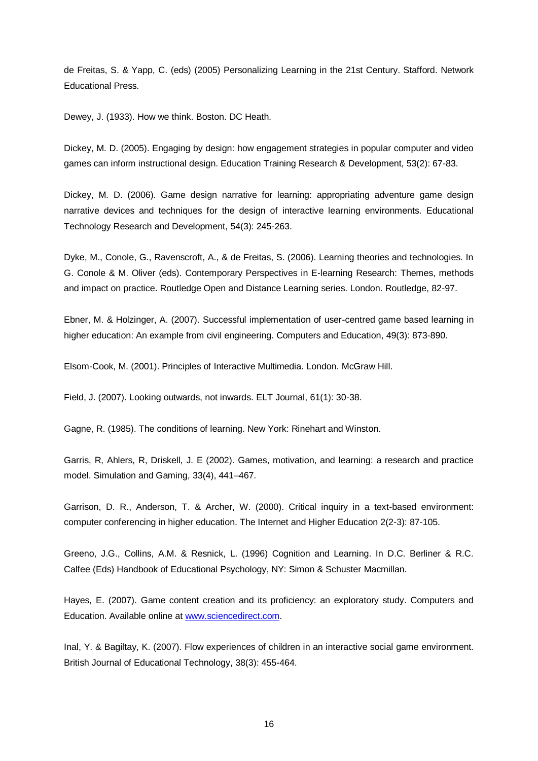de Freitas, S. & Yapp, C. (eds) (2005) Personalizing Learning in the 21st Century. Stafford. Network Educational Press.

Dewey, J. (1933). How we think. Boston. DC Heath.

Dickey, M. D. (2005). Engaging by design: how engagement strategies in popular computer and video games can inform instructional design. Education Training Research & Development, 53(2): 67-83.

Dickey, M. D. (2006). Game design narrative for learning: appropriating adventure game design narrative devices and techniques for the design of interactive learning environments. Educational Technology Research and Development, 54(3): 245-263.

Dyke, M., Conole, G., Ravenscroft, A., & de Freitas, S. (2006). Learning theories and technologies. In G. Conole & M. Oliver (eds). Contemporary Perspectives in E-learning Research: Themes, methods and impact on practice. Routledge Open and Distance Learning series. London. Routledge, 82-97.

Ebner, M. & Holzinger, A. (2007). Successful implementation of user-centred game based learning in higher education: An example from civil engineering. Computers and Education, 49(3): 873-890.

Elsom-Cook, M. (2001). Principles of Interactive Multimedia. London. McGraw Hill.

Field, J. (2007). Looking outwards, not inwards. ELT Journal, 61(1): 30-38.

Gagne, R. (1985). The conditions of learning. New York: Rinehart and Winston.

Garris, R, Ahlers, R, Driskell, J. E (2002). Games, motivation, and learning: a research and practice model. Simulation and Gaming, 33(4), 441–467.

Garrison, D. R., Anderson, T. & Archer, W. (2000). Critical inquiry in a text-based environment: computer conferencing in higher education. The Internet and Higher Education 2(2-3): 87-105.

Greeno, J.G., Collins, A.M. & Resnick, L. (1996) Cognition and Learning. In D.C. Berliner & R.C. Calfee (Eds) Handbook of Educational Psychology, NY: Simon & Schuster Macmillan.

Hayes, E. (2007). Game content creation and its proficiency: an exploratory study. Computers and Education. Available online at www.sciencedirect.com.

Inal, Y. & Bagiltay, K. (2007). Flow experiences of children in an interactive social game environment. British Journal of Educational Technology, 38(3): 455-464.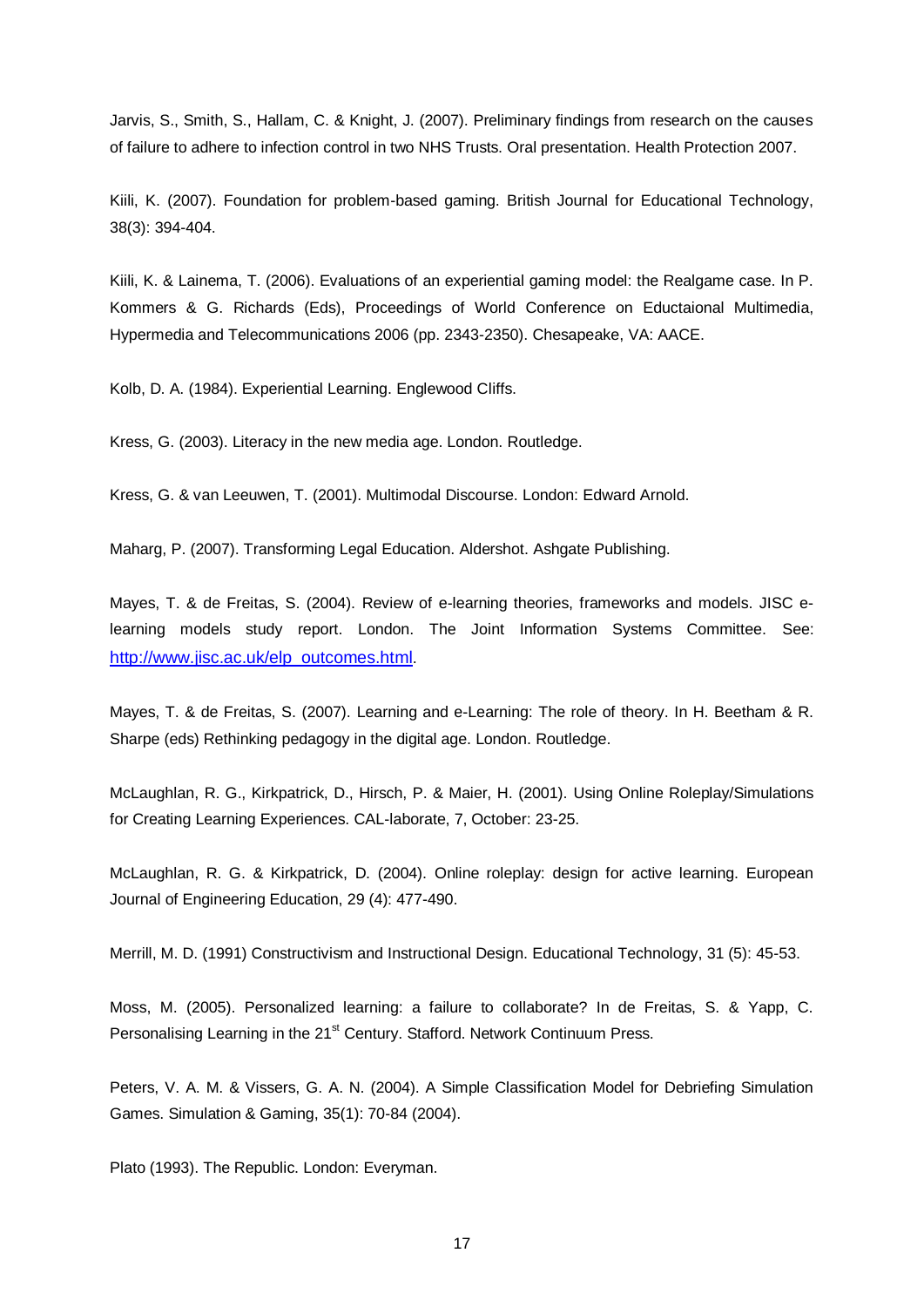Jarvis, S., Smith, S., Hallam, C. & Knight, J. (2007). Preliminary findings from research on the causes of failure to adhere to infection control in two NHS Trusts. Oral presentation. Health Protection 2007.

Kiili, K. (2007). Foundation for problem-based gaming. British Journal for Educational Technology, 38(3): 394-404.

Kiili, K. & Lainema, T. (2006). Evaluations of an experiential gaming model: the Realgame case. In P. Kommers & G. Richards (Eds), Proceedings of World Conference on Eductaional Multimedia, Hypermedia and Telecommunications 2006 (pp. 2343-2350). Chesapeake, VA: AACE.

Kolb, D. A. (1984). Experiential Learning. Englewood Cliffs.

Kress, G. (2003). Literacy in the new media age. London. Routledge.

Kress, G. & van Leeuwen, T. (2001). Multimodal Discourse. London: Edward Arnold.

Maharg, P. (2007). Transforming Legal Education. Aldershot. Ashgate Publishing.

Mayes, T. & de Freitas, S. (2004). Review of e-learning theories, frameworks and models. JISC e-learning models study report. London. The Joint Information Systems Committee. See: http://www.jisc.ac.uk/elp_outcomes.html.

Mayes, T. & de Freitas, S. (2007). Learning and e-Learning: The role of theory. In H. Beetham & R. Sharpe (eds) Rethinking pedagogy in the digital age. London. Routledge.

McLaughlan, R. G., Kirkpatrick, D., Hirsch, P. & Maier, H. (2001). Using Online Roleplay/Simulations for Creating Learning Experiences. CAL-laborate, 7, October: 23-25.

McLaughlan, R. G. & Kirkpatrick, D. (2004). Online roleplay: design for active learning. European Journal of Engineering Education, 29 (4): 477-490.

Merrill, M. D. (1991) Constructivism and Instructional Design. Educational Technology, 31 (5): 45-53.

Moss, M. (2005). Personalized learning: a failure to collaborate? In de Freitas, S. & Yapp, C. Personalising Learning in the 21st Century. Stafford. Network Continuum Press.

Peters, V. A. M. & Vissers, G. A. N. (2004). A Simple Classification Model for Debriefing Simulation Games. Simulation & Gaming, 35(1): 70-84 (2004).

Plato (1993). The Republic. London: Everyman.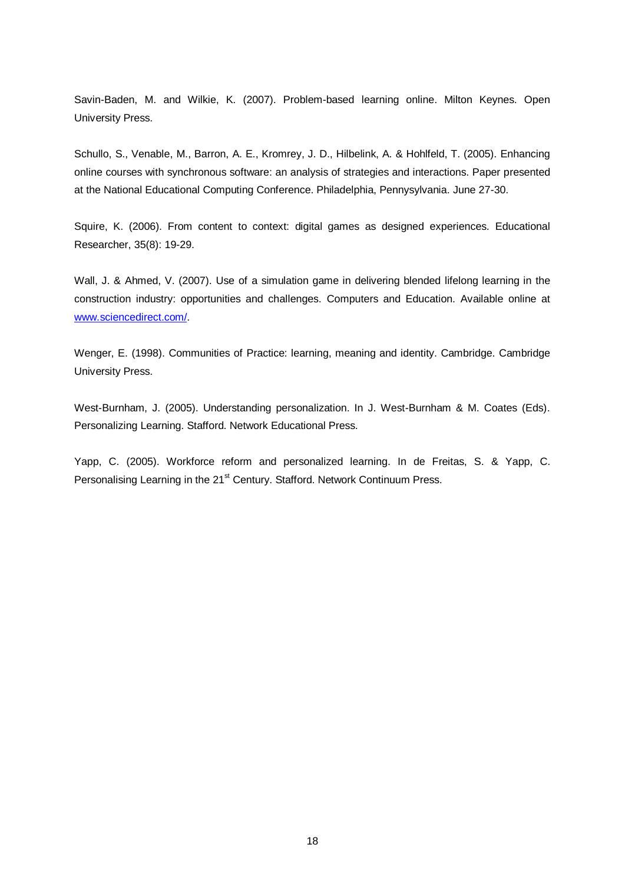Savin-Baden, M. and Wilkie, K. (2007). Problem-based learning online. Milton Keynes. Open University Press.

Schullo, S., Venable, M., Barron, A. E., Kromrey, J. D., Hilbelink, A. & Hohlfeld, T. (2005). Enhancing online courses with synchronous software: an analysis of strategies and interactions. Paper presented at the National Educational Computing Conference. Philadelphia, Pennysylvania. June 27-30.

Squire, K. (2006). From content to context: digital games as designed experiences. Educational Researcher, 35(8): 19-29.

Wall, J. & Ahmed, V. (2007). Use of a simulation game in delivering blended lifelong learning in the construction industry: opportunities and challenges. Computers and Education. Available online at [www.sciencedirect.com/](www.sciencedirect.com/).

Wenger, E. (1998). Communities of Practice: learning, meaning and identity. Cambridge. Cambridge University Press.

West-Burnham, J. (2005). Understanding personalization. In J. West-Burnham & M. Coates (Eds). Personalizing Learning. Stafford. Network Educational Press.

Yapp, C. (2005). Workforce reform and personalized learning. In de Freitas, S. & Yapp, C. Personalising Learning in the 21st Century. Stafford. Network Continuum Press.